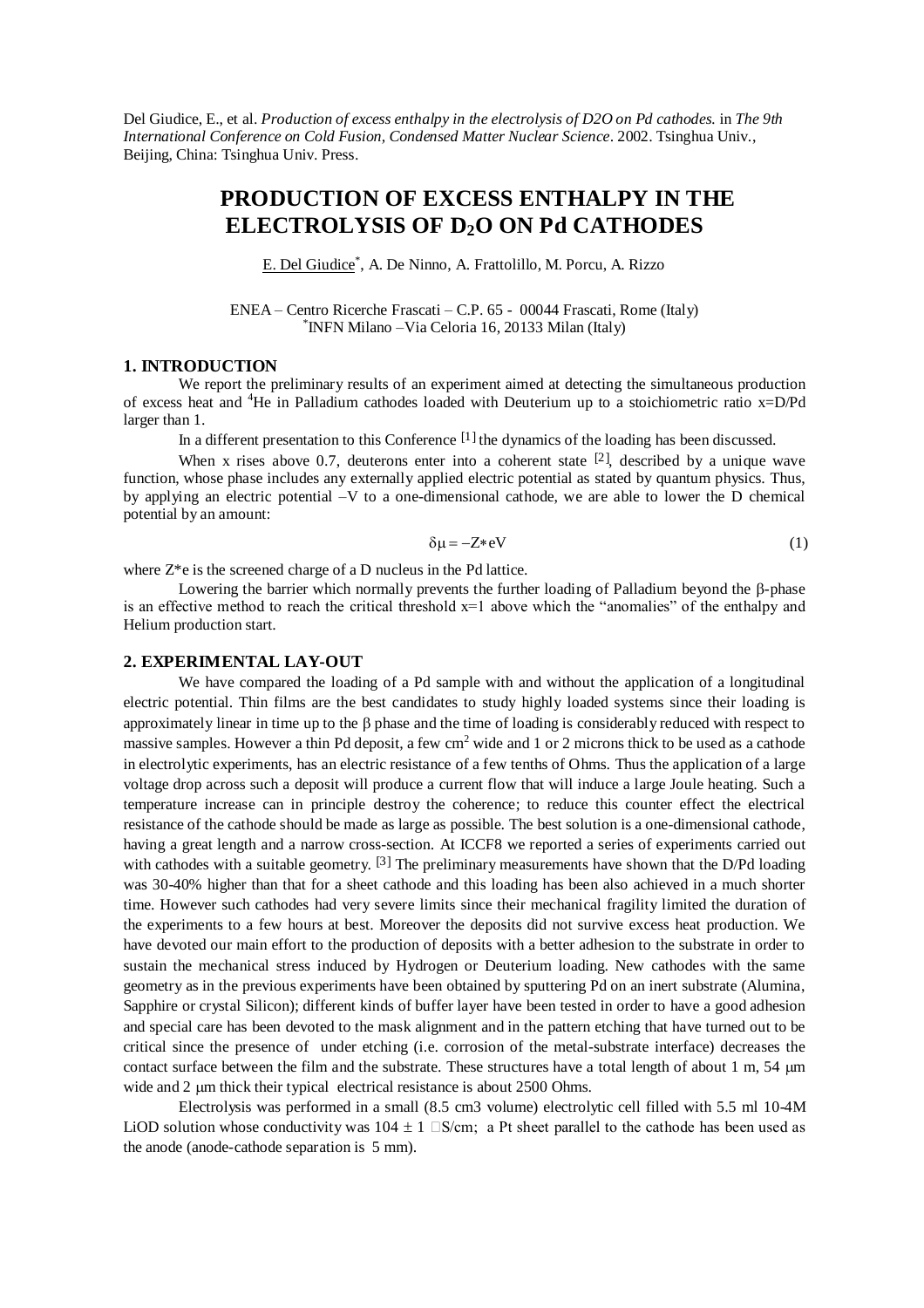Del Giudice, E., et al. *Production of excess enthalpy in the electrolysis of D2O on Pd cathodes.* in *The 9th International Conference on Cold Fusion, Condensed Matter Nuclear Science*. 2002. Tsinghua Univ., Beijing, China: Tsinghua Univ. Press.

# PRODUCTION OF EXCESS ENTHALPY IN THE ELECTROLYSIS OF $D_2O$ ON Pd CATHODES

E. Del Giudice*, A. De Ninno, A. Frattolillo, M. Porcu, A. Rizzo

ENEA – Centro Ricerche Frascati – C.P. 65 - 00044 Frascati, Rome (Italy)
*INFN Milano –Via Celoria 16, 20133 Milan (Italy)

## 1. INTRODUCTION

We report the preliminary results of an experiment aimed at detecting the simultaneous production of excess heat and $^4$He in Palladium cathodes loaded with Deuterium up to a stoichiometric ratio x=D/Pd larger than 1.

In a different presentation to this Conference [1] the dynamics of the loading has been discussed.

When x rises above 0.7, deuterons enter into a coherent state [2], described by a unique wave function, whose phase includes any externally applied electric potential as stated by quantum physics. Thus, by applying an electric potential –V to a one-dimensional cathode, we are able to lower the D chemical potential by an amount:

$$\delta\mu = -Z{*}eV \tag{1}$$

where Z*e is the screened charge of a D nucleus in the Pd lattice.

Lowering the barrier which normally prevents the further loading of Palladium beyond the β-phase is an effective method to reach the critical threshold x=1 above which the "anomalies" of the enthalpy and Helium production start.

## 2. EXPERIMENTAL LAY-OUT

We have compared the loading of a Pd sample with and without the application of a longitudinal electric potential. Thin films are the best candidates to study highly loaded systems since their loading is approximately linear in time up to the β phase and the time of loading is considerably reduced with respect to massive samples. However a thin Pd deposit, a few cm$^2$ wide and 1 or 2 microns thick to be used as a cathode in electrolytic experiments, has an electric resistance of a few tenths of Ohms. Thus the application of a large voltage drop across such a deposit will produce a current flow that will induce a large Joule heating. Such a temperature increase can in principle destroy the coherence; to reduce this counter effect the electrical resistance of the cathode should be made as large as possible. The best solution is a one-dimensional cathode, having a great length and a narrow cross-section. At ICCF8 we reported a series of experiments carried out with cathodes with a suitable geometry. [3] The preliminary measurements have shown that the D/Pd loading was 30-40% higher than that for a sheet cathode and this loading has been also achieved in a much shorter time. However such cathodes had very severe limits since their mechanical fragility limited the duration of the experiments to a few hours at best. Moreover the deposits did not survive excess heat production. We have devoted our main effort to the production of deposits with a better adhesion to the substrate in order to sustain the mechanical stress induced by Hydrogen or Deuterium loading. New cathodes with the same geometry as in the previous experiments have been obtained by sputtering Pd on an inert substrate (Alumina, Sapphire or crystal Silicon); different kinds of buffer layer have been tested in order to have a good adhesion and special care has been devoted to the mask alignment and in the pattern etching that have turned out to be critical since the presence of under etching (i.e. corrosion of the metal-substrate interface) decreases the contact surface between the film and the substrate. These structures have a total length of about 1 m, 54 μm wide and 2 μm thick their typical electrical resistance is about 2500 Ohms.

Electrolysis was performed in a small (8.5 cm3 volume) electrolytic cell filled with 5.5 ml 10-4M LiOD solution whose conductivity was $104 \pm 1$ □S/cm; a Pt sheet parallel to the cathode has been used as the anode (anode-cathode separation is 5 mm).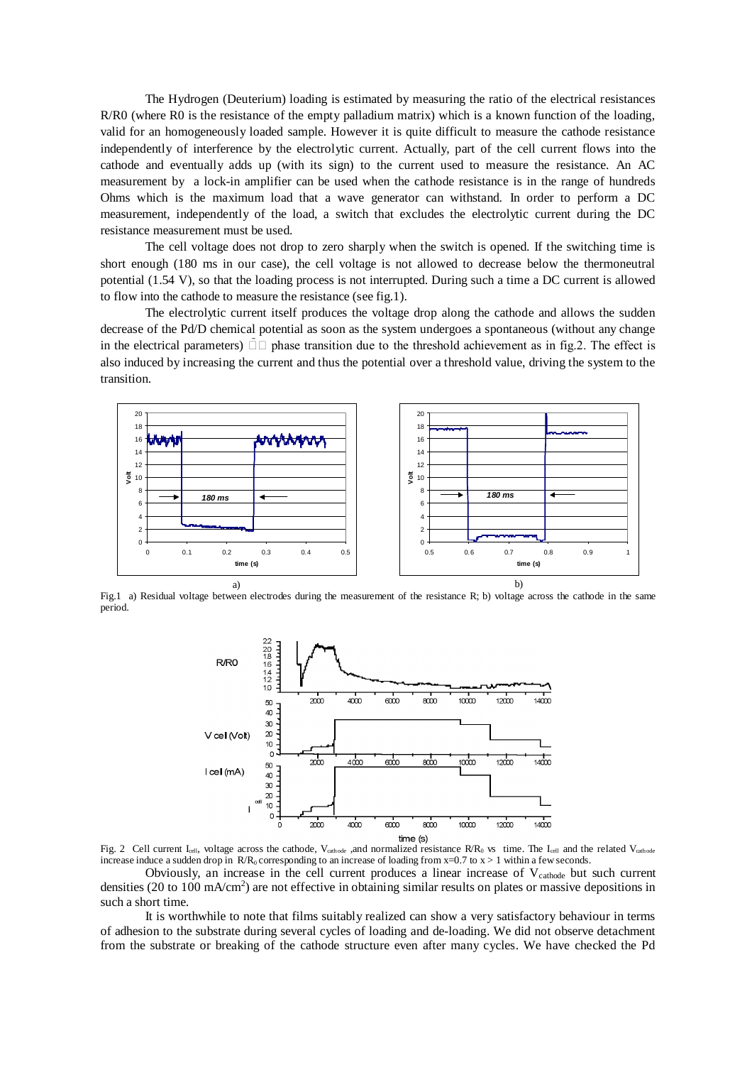The Hydrogen (Deuterium) loading is estimated by measuring the ratio of the electrical resistances R/R0 (where R0 is the resistance of the empty palladium matrix) which is a known function of the loading, valid for an homogeneously loaded sample. However it is quite difficult to measure the cathode resistance independently of interference by the electrolytic current. Actually, part of the cell current flows into the cathode and eventually adds up (with its sign) to the current used to measure the resistance. An AC measurement by a lock-in amplifier can be used when the cathode resistance is in the range of hundreds Ohms which is the maximum load that a wave generator can withstand. In order to perform a DC measurement, independently of the load, a switch that excludes the electrolytic current during the DC resistance measurement must be used.

The cell voltage does not drop to zero sharply when the switch is opened. If the switching time is short enough (180 ms in our case), the cell voltage is not allowed to decrease below the thermoneutral potential (1.54 V), so that the loading process is not interrupted. During such a time a DC current is allowed to flow into the cathode to measure the resistance (see fig.1).

The electrolytic current itself produces the voltage drop along the cathode and allows the sudden decrease of the Pd/D chemical potential as soon as the system undergoes a spontaneous (without any change in the electrical parameters) □□ phase transition due to the threshold achievement as in fig.2. The effect is also induced by increasing the current and thus the potential over a threshold value, driving the system to the transition.

Fig.1 a) Residual voltage between electrodes during the measurement of the resistance R; b) voltage across the cathode in the same period.

Fig. 2 Cell current $I_{cell}$, voltage across the cathode, $V_{cathode}$ ,and normalized resistance $R/R_0$ vs time. The $I_{cell}$ and the related $V_{cathode}$ increase induce a sudden drop in $R/R_0$ corresponding to an increase of loading from x=0.7 to x > 1 within a few seconds.

Obviously, an increase in the cell current produces a linear increase of $V_{cathode}$ but such current densities (20 to 100 mA/cm$^2$) are not effective in obtaining similar results on plates or massive depositions in such a short time.

It is worthwhile to note that films suitably realized can show a very satisfactory behaviour in terms of adhesion to the substrate during several cycles of loading and de-loading. We did not observe detachment from the substrate or breaking of the cathode structure even after many cycles. We have checked the Pd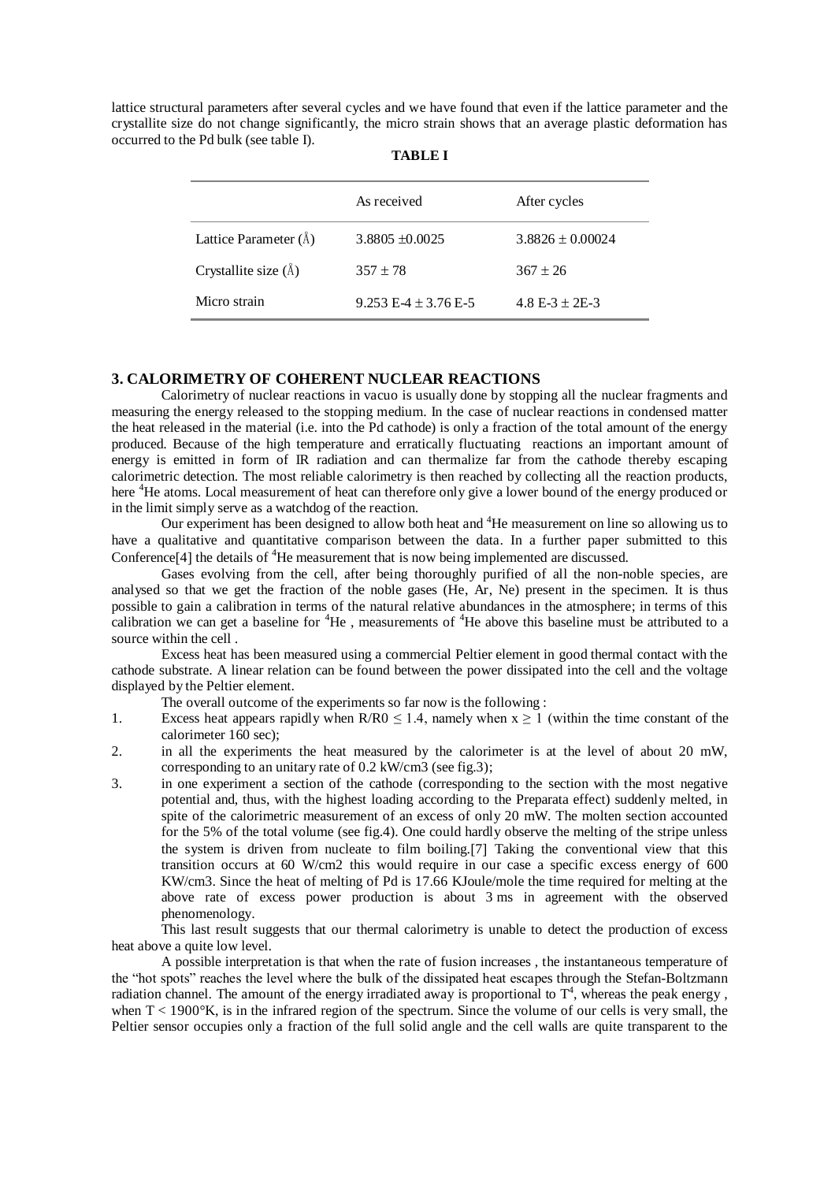lattice structural parameters after several cycles and we have found that even if the lattice parameter and the crystallite size do not change significantly, the micro strain shows that an average plastic deformation has occurred to the Pd bulk (see table I).

**TABLE I**

| | As received | After cycles |
|---|---|---|
| Lattice Parameter (Å) | 3.8805 ±0.0025 | 3.8826 ± 0.00024 |
| Crystallite size (Å) | 357 ± 78 | 367 ± 26 |
| Micro strain | 9.253 E-4 ± 3.76 E-5 | 4.8 E-3 ± 2E-3 |

## 3. CALORIMETRY OF COHERENT NUCLEAR REACTIONS

Calorimetry of nuclear reactions in vacuo is usually done by stopping all the nuclear fragments and measuring the energy released to the stopping medium. In the case of nuclear reactions in condensed matter the heat released in the material (i.e. into the Pd cathode) is only a fraction of the total amount of the energy produced. Because of the high temperature and erratically fluctuating reactions an important amount of energy is emitted in form of IR radiation and can thermalize far from the cathode thereby escaping calorimetric detection. The most reliable calorimetry is then reached by collecting all the reaction products, here $^4$He atoms. Local measurement of heat can therefore only give a lower bound of the energy produced or in the limit simply serve as a watchdog of the reaction.

Our experiment has been designed to allow both heat and $^4$He measurement on line so allowing us to have a qualitative and quantitative comparison between the data. In a further paper submitted to this Conference[4] the details of $^4$He measurement that is now being implemented are discussed.

Gases evolving from the cell, after being thoroughly purified of all the non-noble species, are analysed so that we get the fraction of the noble gases (He, Ar, Ne) present in the specimen. It is thus possible to gain a calibration in terms of the natural relative abundances in the atmosphere; in terms of this calibration we can get a baseline for $^4$He , measurements of $^4$He above this baseline must be attributed to a source within the cell .

Excess heat has been measured using a commercial Peltier element in good thermal contact with the cathode substrate. A linear relation can be found between the power dissipated into the cell and the voltage displayed by the Peltier element.

The overall outcome of the experiments so far now is the following :

1. Excess heat appears rapidly when $R/R0 \leq 1.4$, namely when $x \geq 1$ (within the time constant of the calorimeter 160 sec);
2. in all the experiments the heat measured by the calorimeter is at the level of about 20 mW, corresponding to an unitary rate of 0.2 kW/cm3 (see fig.3);
3. in one experiment a section of the cathode (corresponding to the section with the most negative potential and, thus, with the highest loading according to the Preparata effect) suddenly melted, in spite of the calorimetric measurement of an excess of only 20 mW. The molten section accounted for the 5% of the total volume (see fig.4). One could hardly observe the melting of the stripe unless the system is driven from nucleate to film boiling.[7] Taking the conventional view that this transition occurs at 60 W/cm2 this would require in our case a specific excess energy of 600 KW/cm3. Since the heat of melting of Pd is 17.66 KJoule/mole the time required for melting at the above rate of excess power production is about 3 ms in agreement with the observed phenomenology.

This last result suggests that our thermal calorimetry is unable to detect the production of excess heat above a quite low level.

A possible interpretation is that when the rate of fusion increases , the instantaneous temperature of the "hot spots" reaches the level where the bulk of the dissipated heat escapes through the Stefan-Boltzmann radiation channel. The amount of the energy irradiated away is proportional to $T^4$, whereas the peak energy , when $T < 1900$°K, is in the infrared region of the spectrum. Since the volume of our cells is very small, the Peltier sensor occupies only a fraction of the full solid angle and the cell walls are quite transparent to the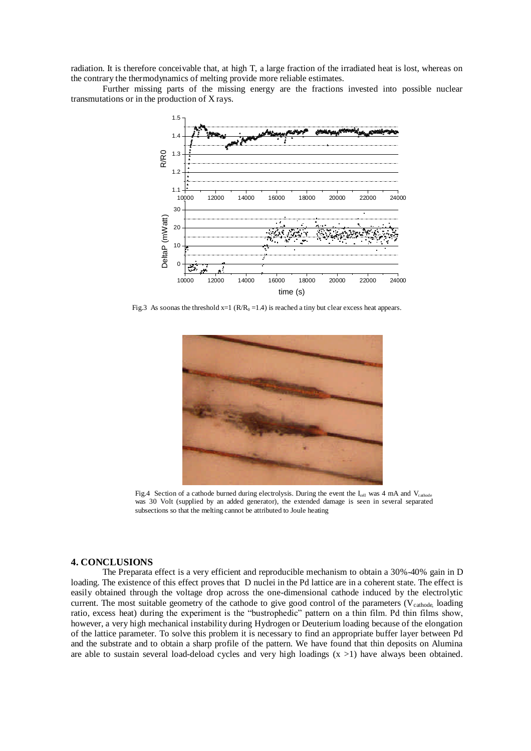radiation. It is therefore conceivable that, at high T, a large fraction of the irradiated heat is lost, whereas on the contrary the thermodynamics of melting provide more reliable estimates.

Further missing parts of the missing energy are the fractions invested into possible nuclear transmutations or in the production of X rays.

Fig.3 As soonas the threshold x=1 ($R/R_0$ =1.4) is reached a tiny but clear excess heat appears.

Fig.4 Section of a cathode burned during electrolysis. During the event the $I_{cell}$ was 4 mA and $V_{cathode}$ was 30 Volt (supplied by an added generator), the extended damage is seen in several separated subsections so that the melting cannot be attributed to Joule heating

## 4. CONCLUSIONS

The Preparata effect is a very efficient and reproducible mechanism to obtain a 30%-40% gain in D loading. The existence of this effect proves that D nuclei in the Pd lattice are in a coherent state. The effect is easily obtained through the voltage drop across the one-dimensional cathode induced by the electrolytic current. The most suitable geometry of the cathode to give good control of the parameters ($V_{cathode}$, loading ratio, excess heat) during the experiment is the "bustrophedic" pattern on a thin film. Pd thin films show, however, a very high mechanical instability during Hydrogen or Deuterium loading because of the elongation of the lattice parameter. To solve this problem it is necessary to find an appropriate buffer layer between Pd and the substrate and to obtain a sharp profile of the pattern. We have found that thin deposits on Alumina are able to sustain several load-deload cycles and very high loadings ($x > 1$) have always been obtained.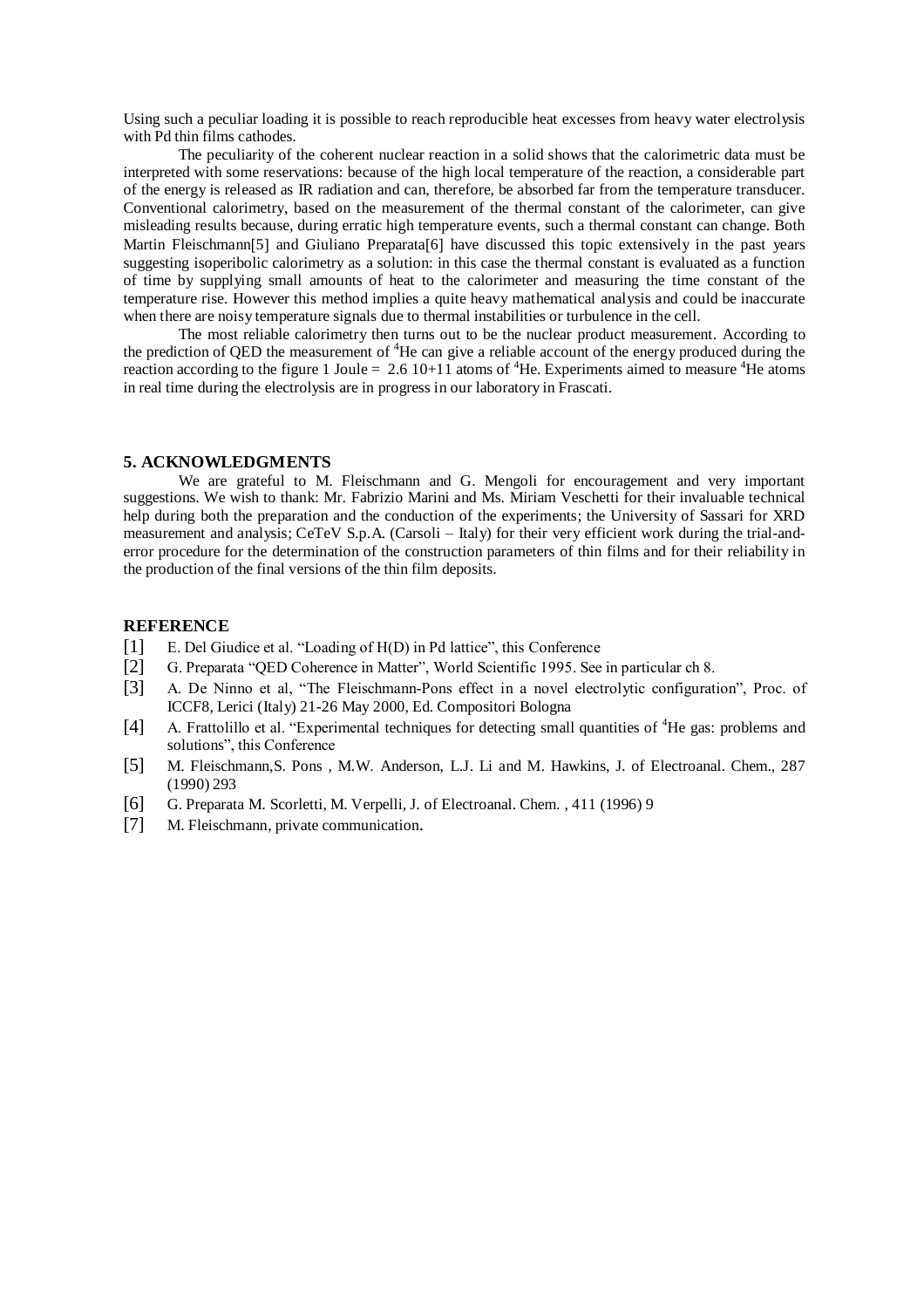Using such a peculiar loading it is possible to reach reproducible heat excesses from heavy water electrolysis with Pd thin films cathodes.

The peculiarity of the coherent nuclear reaction in a solid shows that the calorimetric data must be interpreted with some reservations: because of the high local temperature of the reaction, a considerable part of the energy is released as IR radiation and can, therefore, be absorbed far from the temperature transducer. Conventional calorimetry, based on the measurement of the thermal constant of the calorimeter, can give misleading results because, during erratic high temperature events, such a thermal constant can change. Both Martin Fleischmann[5] and Giuliano Preparata[6] have discussed this topic extensively in the past years suggesting isoperibolic calorimetry as a solution: in this case the thermal constant is evaluated as a function of time by supplying small amounts of heat to the calorimeter and measuring the time constant of the temperature rise. However this method implies a quite heavy mathematical analysis and could be inaccurate when there are noisy temperature signals due to thermal instabilities or turbulence in the cell.

The most reliable calorimetry then turns out to be the nuclear product measurement. According to the prediction of QED the measurement of $^4He$ can give a reliable account of the energy produced during the reaction according to the figure 1 Joule = 2.6 10+11 atoms of $^4He$. Experiments aimed to measure $^4He$ atoms in real time during the electrolysis are in progress in our laboratory in Frascati.

## 5. ACKNOWLEDGMENTS

We are grateful to M. Fleischmann and G. Mengoli for encouragement and very important suggestions. We wish to thank: Mr. Fabrizio Marini and Ms. Miriam Veschetti for their invaluable technical help during both the preparation and the conduction of the experiments; the University of Sassari for XRD measurement and analysis; CeTeV S.p.A. (Carsoli – Italy) for their very efficient work during the trial-and-error procedure for the determination of the construction parameters of thin films and for their reliability in the production of the final versions of the thin film deposits.

## REFERENCE

[1] E. Del Giudice et al. "Loading of H(D) in Pd lattice", this Conference

[2] G. Preparata "QED Coherence in Matter", World Scientific 1995. See in particular ch 8.

[3] A. De Ninno et al, "The Fleischmann-Pons effect in a novel electrolytic configuration", Proc. of ICCF8, Lerici (Italy) 21-26 May 2000, Ed. Compositori Bologna

[4] A. Frattolillo et al. "Experimental techniques for detecting small quantities of $^4He$ gas: problems and solutions", this Conference

[5] M. Fleischmann,S. Pons , M.W. Anderson, L.J. Li and M. Hawkins, J. of Electroanal. Chem., 287 (1990) 293

[6] G. Preparata M. Scorletti, M. Verpelli, J. of Electroanal. Chem. , 411 (1996) 9

[7] M. Fleischmann, private communication.